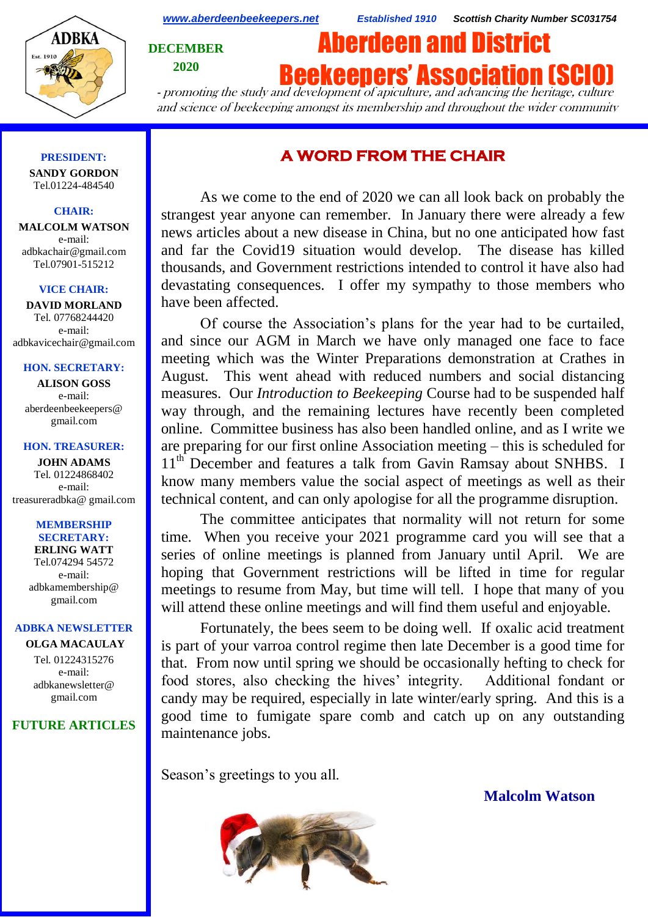www.aberdeenbeekeepers.net Established 1910 Scottish Charity Number SC031754

DECEMBER 2020

# Aberdeen and District Beekeepers' Association (SCIO)

*- promoting the study and development of apiculture, and advancing the heritage, culture and science of beekeeping amongst its membership and throughout the wider community*

**PRESIDENT:**
**SANDY GORDON**
Tel.01224-484540

**CHAIR:**
**MALCOLM WATSON**
e-mail:
adbkachair@gmail.com
Tel.07901-515212

**VICE CHAIR:**
**DAVID MORLAND**
Tel. 07768244420
e-mail:
adbkavicechair@gmail.com

**HON. SECRETARY:**
**ALISON GOSS**
e-mail:
aberdeenbeekeepers@gmail.com

**HON. TREASURER:**
**JOHN ADAMS**
Tel. 01224868402
e-mail:
treasureradbka@ gmail.com

**MEMBERSHIP SECRETARY:**
**ERLING WATT**
Tel.074294 54572
e-mail:
adbkamembership@gmail.com

**ADBKA NEWSLETTER**
**OLGA MACAULAY**
Tel. 01224315276
e-mail:
adbkanewsletter@gmail.com

**FUTURE ARTICLES**

## A WORD FROM THE CHAIR

As we come to the end of 2020 we can all look back on probably the strangest year anyone can remember. In January there were already a few news articles about a new disease in China, but no one anticipated how fast and far the Covid19 situation would develop. The disease has killed thousands, and Government restrictions intended to control it have also had devastating consequences. I offer my sympathy to those members who have been affected.

Of course the Association's plans for the year had to be curtailed, and since our AGM in March we have only managed one face to face meeting which was the Winter Preparations demonstration at Crathes in August. This went ahead with reduced numbers and social distancing measures. Our *Introduction to Beekeeping* Course had to be suspended half way through, and the remaining lectures have recently been completed online. Committee business has also been handled online, and as I write we are preparing for our first online Association meeting – this is scheduled for 11th December and features a talk from Gavin Ramsay about SNHBS. I know many members value the social aspect of meetings as well as their technical content, and can only apologise for all the programme disruption.

The committee anticipates that normality will not return for some time. When you receive your 2021 programme card you will see that a series of online meetings is planned from January until April. We are hoping that Government restrictions will be lifted in time for regular meetings to resume from May, but time will tell. I hope that many of you will attend these online meetings and will find them useful and enjoyable.

Fortunately, the bees seem to be doing well. If oxalic acid treatment is part of your varroa control regime then late December is a good time for that. From now until spring we should be occasionally hefting to check for food stores, also checking the hives' integrity. Additional fondant or candy may be required, especially in late winter/early spring. And this is a good time to fumigate spare comb and catch up on any outstanding maintenance jobs.

Season's greetings to you all.

**Malcolm Watson**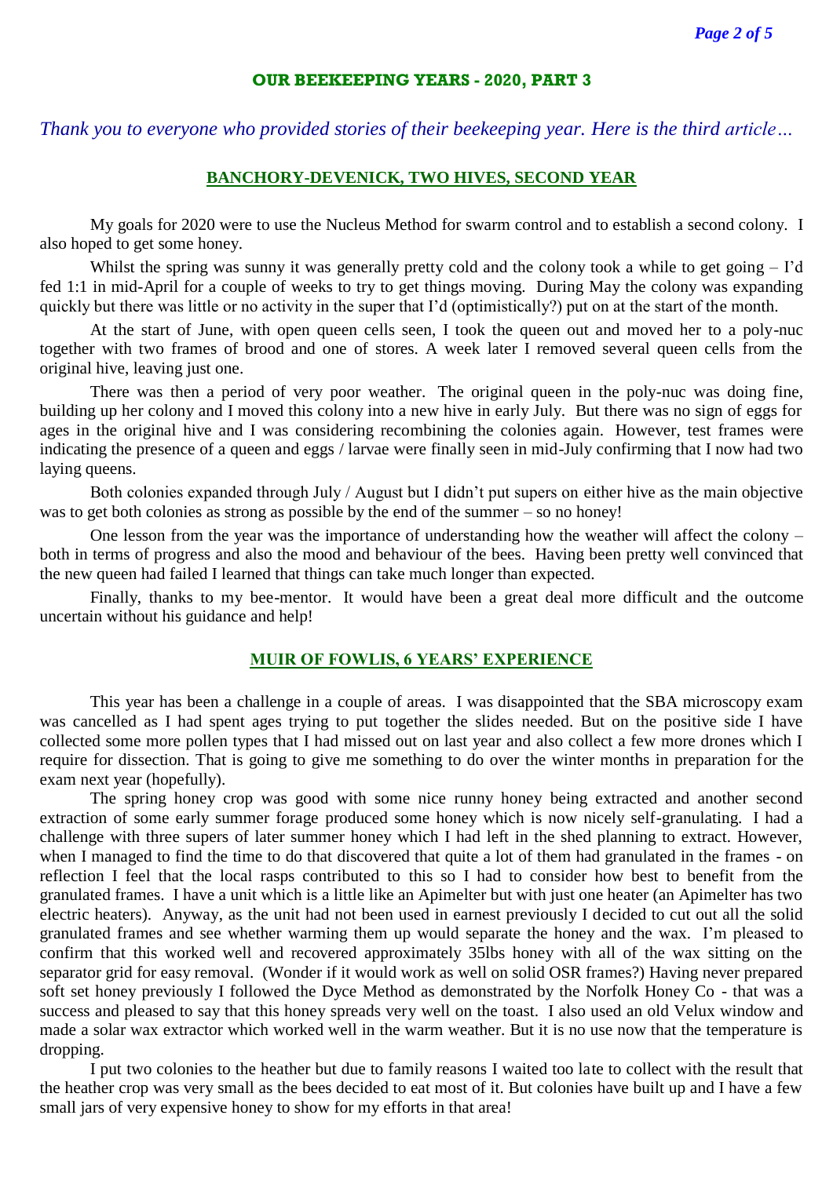## OUR BEEKEEPING YEARS - 2020, PART 3

*Thank you to everyone who provided stories of their beekeeping year. Here is the third article…*

### BANCHORY-DEVENICK, TWO HIVES, SECOND YEAR

My goals for 2020 were to use the Nucleus Method for swarm control and to establish a second colony. I also hoped to get some honey.

Whilst the spring was sunny it was generally pretty cold and the colony took a while to get going – I'd fed 1:1 in mid-April for a couple of weeks to try to get things moving. During May the colony was expanding quickly but there was little or no activity in the super that I'd (optimistically?) put on at the start of the month.

At the start of June, with open queen cells seen, I took the queen out and moved her to a poly-nuc together with two frames of brood and one of stores. A week later I removed several queen cells from the original hive, leaving just one.

There was then a period of very poor weather. The original queen in the poly-nuc was doing fine, building up her colony and I moved this colony into a new hive in early July. But there was no sign of eggs for ages in the original hive and I was considering recombining the colonies again. However, test frames were indicating the presence of a queen and eggs / larvae were finally seen in mid-July confirming that I now had two laying queens.

Both colonies expanded through July / August but I didn't put supers on either hive as the main objective was to get both colonies as strong as possible by the end of the summer – so no honey!

One lesson from the year was the importance of understanding how the weather will affect the colony – both in terms of progress and also the mood and behaviour of the bees. Having been pretty well convinced that the new queen had failed I learned that things can take much longer than expected.

Finally, thanks to my bee-mentor. It would have been a great deal more difficult and the outcome uncertain without his guidance and help!

### MUIR OF FOWLIS, 6 YEARS' EXPERIENCE

This year has been a challenge in a couple of areas. I was disappointed that the SBA microscopy exam was cancelled as I had spent ages trying to put together the slides needed. But on the positive side I have collected some more pollen types that I had missed out on last year and also collect a few more drones which I require for dissection. That is going to give me something to do over the winter months in preparation for the exam next year (hopefully).

The spring honey crop was good with some nice runny honey being extracted and another second extraction of some early summer forage produced some honey which is now nicely self-granulating. I had a challenge with three supers of later summer honey which I had left in the shed planning to extract. However, when I managed to find the time to do that discovered that quite a lot of them had granulated in the frames - on reflection I feel that the local rasps contributed to this so I had to consider how best to benefit from the granulated frames. I have a unit which is a little like an Apimelter but with just one heater (an Apimelter has two electric heaters). Anyway, as the unit had not been used in earnest previously I decided to cut out all the solid granulated frames and see whether warming them up would separate the honey and the wax. I'm pleased to confirm that this worked well and recovered approximately 35lbs honey with all of the wax sitting on the separator grid for easy removal. (Wonder if it would work as well on solid OSR frames?) Having never prepared soft set honey previously I followed the Dyce Method as demonstrated by the Norfolk Honey Co - that was a success and pleased to say that this honey spreads very well on the toast. I also used an old Velux window and made a solar wax extractor which worked well in the warm weather. But it is no use now that the temperature is dropping.

I put two colonies to the heather but due to family reasons I waited too late to collect with the result that the heather crop was very small as the bees decided to eat most of it. But colonies have built up and I have a few small jars of very expensive honey to show for my efforts in that area!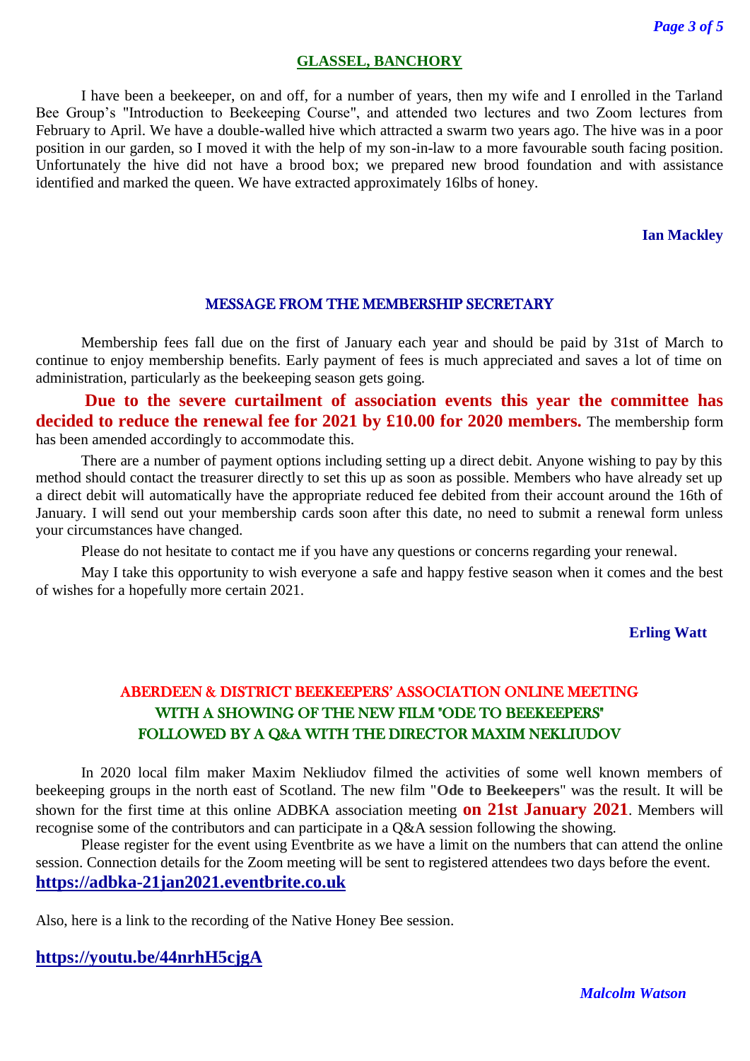## GLASSEL, BANCHORY

I have been a beekeeper, on and off, for a number of years, then my wife and I enrolled in the Tarland Bee Group's "Introduction to Beekeeping Course", and attended two lectures and two Zoom lectures from February to April. We have a double-walled hive which attracted a swarm two years ago. The hive was in a poor position in our garden, so I moved it with the help of my son-in-law to a more favourable south facing position. Unfortunately the hive did not have a brood box; we prepared new brood foundation and with assistance identified and marked the queen. We have extracted approximately 16lbs of honey.

**Ian Mackley**

## MESSAGE FROM THE MEMBERSHIP SECRETARY

Membership fees fall due on the first of January each year and should be paid by 31st of March to continue to enjoy membership benefits. Early payment of fees is much appreciated and saves a lot of time on administration, particularly as the beekeeping season gets going.

**Due to the severe curtailment of association events this year the committee has decided to reduce the renewal fee for 2021 by £10.00 for 2020 members.** The membership form has been amended accordingly to accommodate this.

There are a number of payment options including setting up a direct debit. Anyone wishing to pay by this method should contact the treasurer directly to set this up as soon as possible. Members who have already set up a direct debit will automatically have the appropriate reduced fee debited from their account around the 16th of January. I will send out your membership cards soon after this date, no need to submit a renewal form unless your circumstances have changed.

Please do not hesitate to contact me if you have any questions or concerns regarding your renewal.

May I take this opportunity to wish everyone a safe and happy festive season when it comes and the best of wishes for a hopefully more certain 2021.

**Erling Watt**

## ABERDEEN & DISTRICT BEEKEEPERS' ASSOCIATION ONLINE MEETING WITH A SHOWING OF THE NEW FILM "ODE TO BEEKEEPERS" FOLLOWED BY A Q&A WITH THE DIRECTOR MAXIM NEKLIUDOV

In 2020 local film maker Maxim Nekliudov filmed the activities of some well known members of beekeeping groups in the north east of Scotland. The new film "**Ode to Beekeepers**" was the result. It will be shown for the first time at this online ADBKA association meeting **on 21st January 2021**. Members will recognise some of the contributors and can participate in a Q&A session following the showing.

Please register for the event using Eventbrite as we have a limit on the numbers that can attend the online session. Connection details for the Zoom meeting will be sent to registered attendees two days before the event.

**https://adbka-21jan2021.eventbrite.co.uk**

Also, here is a link to the recording of the Native Honey Bee session.

**https://youtu.be/44nrhH5cjgA**

***Malcolm Watson***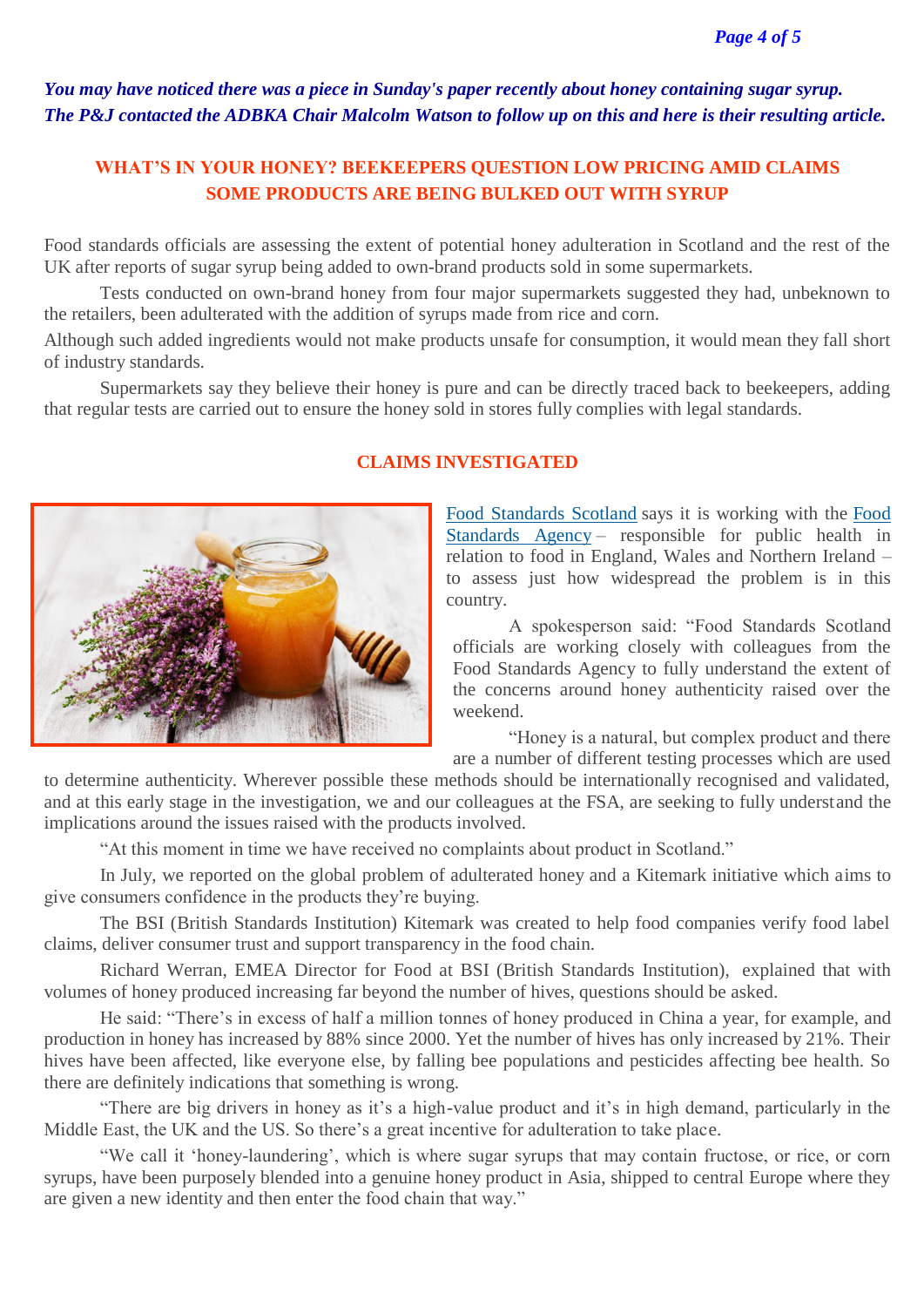*You may have noticed there was a piece in Sunday's paper recently about honey containing sugar syrup. The P&J contacted the ADBKA Chair Malcolm Watson to follow up on this and here is their resulting article.*

## WHAT'S IN YOUR HONEY? BEEKEEPERS QUESTION LOW PRICING AMID CLAIMS SOME PRODUCTS ARE BEING BULKED OUT WITH SYRUP

Food standards officials are assessing the extent of potential honey adulteration in Scotland and the rest of the UK after reports of sugar syrup being added to own-brand products sold in some supermarkets.

Tests conducted on own-brand honey from four major supermarkets suggested they had, unbeknown to the retailers, been adulterated with the addition of syrups made from rice and corn.

Although such added ingredients would not make products unsafe for consumption, it would mean they fall short of industry standards.

Supermarkets say they believe their honey is pure and can be directly traced back to beekeepers, adding that regular tests are carried out to ensure the honey sold in stores fully complies with legal standards.

### CLAIMS INVESTIGATED

Food Standards Scotland says it is working with the Food Standards Agency – responsible for public health in relation to food in England, Wales and Northern Ireland – to assess just how widespread the problem is in this country.

A spokesperson said: "Food Standards Scotland officials are working closely with colleagues from the Food Standards Agency to fully understand the extent of the concerns around honey authenticity raised over the weekend.

"Honey is a natural, but complex product and there are a number of different testing processes which are used to determine authenticity. Wherever possible these methods should be internationally recognised and validated, and at this early stage in the investigation, we and our colleagues at the FSA, are seeking to fully understand the implications around the issues raised with the products involved.

"At this moment in time we have received no complaints about product in Scotland."

In July, we reported on the global problem of adulterated honey and a Kitemark initiative which aims to give consumers confidence in the products they're buying.

The BSI (British Standards Institution) Kitemark was created to help food companies verify food label claims, deliver consumer trust and support transparency in the food chain.

Richard Werran, EMEA Director for Food at BSI (British Standards Institution), explained that with volumes of honey produced increasing far beyond the number of hives, questions should be asked.

He said: "There's in excess of half a million tonnes of honey produced in China a year, for example, and production in honey has increased by 88% since 2000. Yet the number of hives has only increased by 21%. Their hives have been affected, like everyone else, by falling bee populations and pesticides affecting bee health. So there are definitely indications that something is wrong.

"There are big drivers in honey as it's a high-value product and it's in high demand, particularly in the Middle East, the UK and the US. So there's a great incentive for adulteration to take place.

"We call it 'honey-laundering', which is where sugar syrups that may contain fructose, or rice, or corn syrups, have been purposely blended into a genuine honey product in Asia, shipped to central Europe where they are given a new identity and then enter the food chain that way."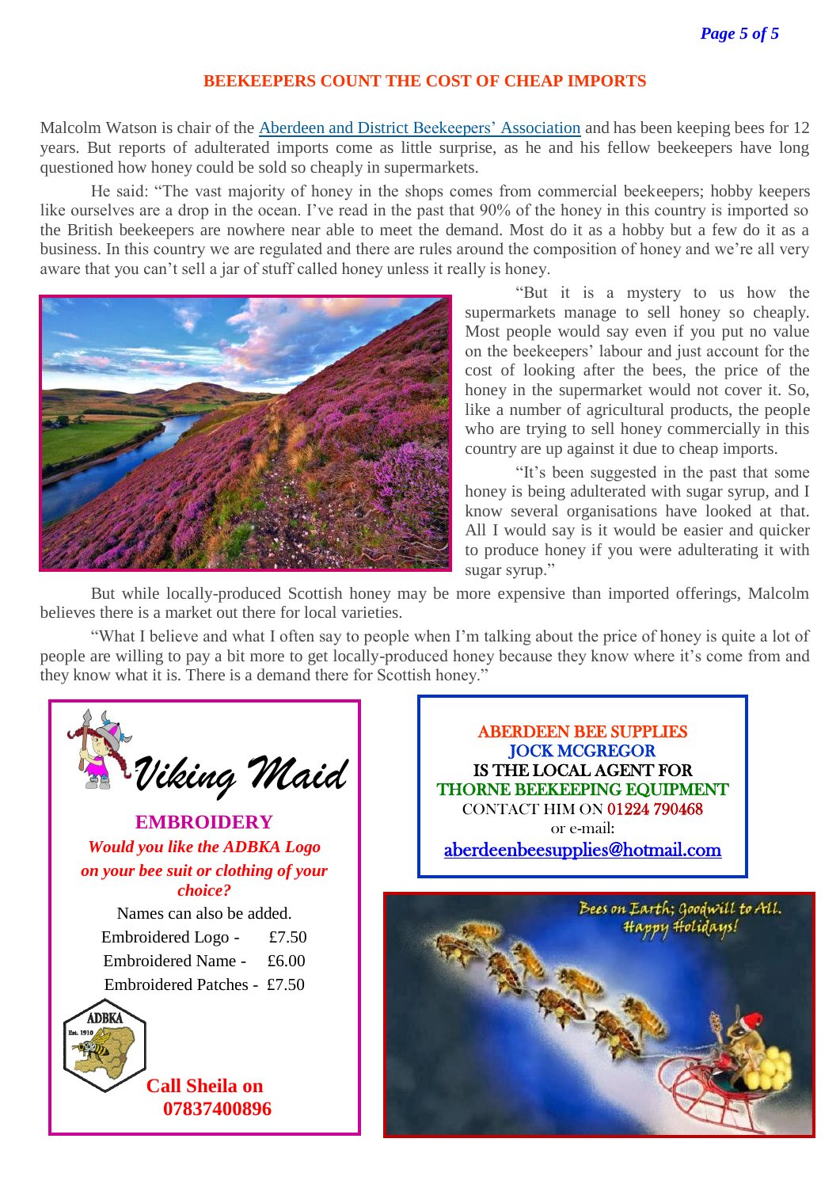## BEEKEEPERS COUNT THE COST OF CHEAP IMPORTS

Malcolm Watson is chair of the Aberdeen and District Beekeepers' Association and has been keeping bees for 12 years. But reports of adulterated imports come as little surprise, as he and his fellow beekeepers have long questioned how honey could be sold so cheaply in supermarkets.

He said: "The vast majority of honey in the shops comes from commercial beekeepers; hobby keepers like ourselves are a drop in the ocean. I've read in the past that 90% of the honey in this country is imported so the British beekeepers are nowhere near able to meet the demand. Most do it as a hobby but a few do it as a business. In this country we are regulated and there are rules around the composition of honey and we're all very aware that you can't sell a jar of stuff called honey unless it really is honey.

"But it is a mystery to us how the supermarkets manage to sell honey so cheaply. Most people would say even if you put no value on the beekeepers' labour and just account for the cost of looking after the bees, the price of the honey in the supermarket would not cover it. So, like a number of agricultural products, the people who are trying to sell honey commercially in this country are up against it due to cheap imports.

"It's been suggested in the past that some honey is being adulterated with sugar syrup, and I know several organisations have looked at that. All I would say is it would be easier and quicker to produce honey if you were adulterating it with sugar syrup."

But while locally-produced Scottish honey may be more expensive than imported offerings, Malcolm believes there is a market out there for local varieties.

"What I believe and what I often say to people when I'm talking about the price of honey is quite a lot of people are willing to pay a bit more to get locally-produced honey because they know where it's come from and they know what it is. There is a demand there for Scottish honey."

*Viking Maid*

**EMBROIDERY**

***Would you like the ADBKA Logo on your bee suit or clothing of your choice?***

Names can also be added.

Embroidered Logo - £7.50
Embroidered Name - £6.00
Embroidered Patches - £7.50

ADBKA Est. 1910

**Call Sheila on 07837400896**

**ABERDEEN BEE SUPPLIES**
**JOCK MCGREGOR**
**IS THE LOCAL AGENT FOR**
**THORNE BEEKEEPING EQUIPMENT**
CONTACT HIM ON 01224 790468
or e-mail:
aberdeenbeesupplies@hotmail.com

Bees on Earth; Goodwill to All. Happy Holidays!